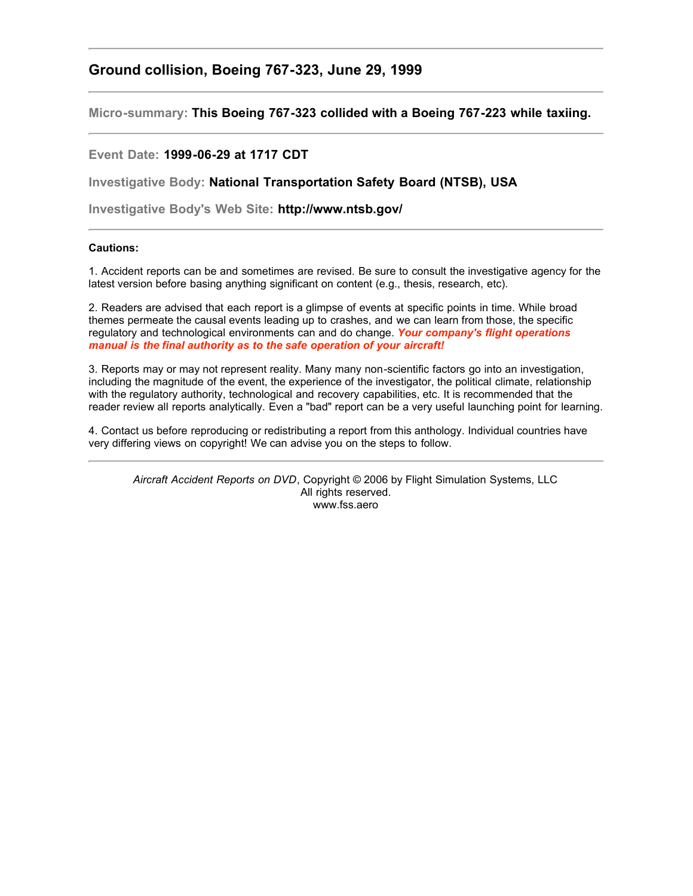## Ground collision, Boeing 767-323, June 29, 1999

---

**Micro-summary:** **This Boeing 767-323 collided with a Boeing 767-223 while taxiing.**

---

**Event Date:** **1999-06-29 at 1717 CDT**

**Investigative Body:** **National Transportation Safety Board (NTSB), USA**

**Investigative Body's Web Site:** **http://www.ntsb.gov/**

---

**Cautions:**

1. Accident reports can be and sometimes are revised. Be sure to consult the investigative agency for the latest version before basing anything significant on content (e.g., thesis, research, etc).

2. Readers are advised that each report is a glimpse of events at specific points in time. While broad themes permeate the causal events leading up to crashes, and we can learn from those, the specific regulatory and technological environments can and do change. ***Your company's flight operations manual is the final authority as to the safe operation of your aircraft!***

3. Reports may or may not represent reality. Many many non-scientific factors go into an investigation, including the magnitude of the event, the experience of the investigator, the political climate, relationship with the regulatory authority, technological and recovery capabilities, etc. It is recommended that the reader review all reports analytically. Even a "bad" report can be a very useful launching point for learning.

4. Contact us before reproducing or redistributing a report from this anthology. Individual countries have very differing views on copyright! We can advise you on the steps to follow.

---

*Aircraft Accident Reports on DVD*, Copyright © 2006 by Flight Simulation Systems, LLC
All rights reserved.
www.fss.aero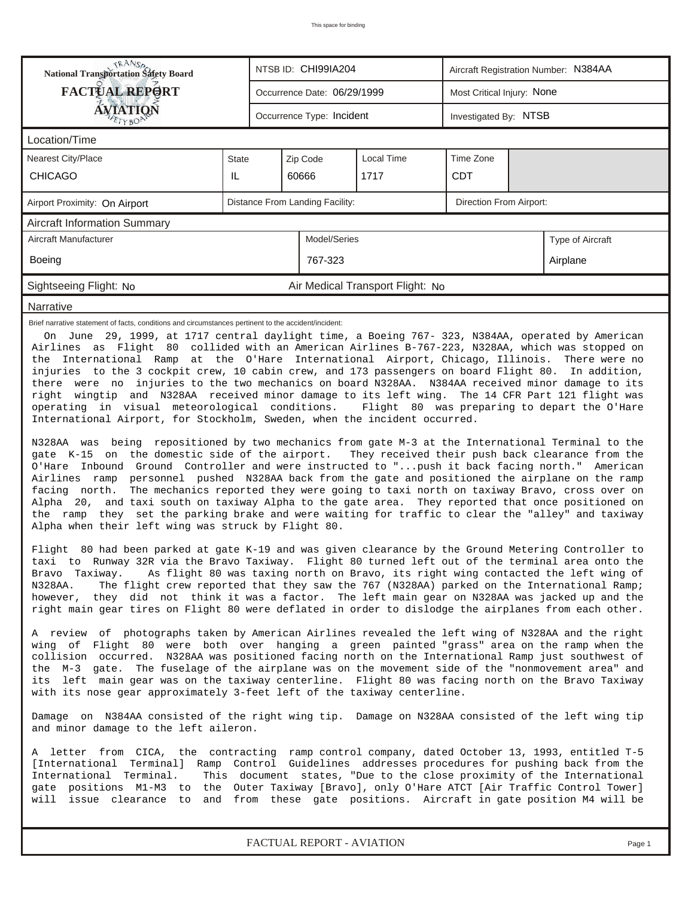This space for binding

| National Transportation Safety Board FACTUAL REPORT AVIATION | NTSB ID: CHI99IA204 | Aircraft Registration Number: N384AA |
|---|---|---|
| | Occurrence Date: 06/29/1999 | Most Critical Injury: None |
| | Occurrence Type: Incident | Investigated By: NTSB |

## Location/Time

| Nearest City/Place | State | Zip Code | Local Time | Time Zone |
|---|---|---|---|---|
| CHICAGO | IL | 60666 | 1717 | CDT |

| Airport Proximity: On Airport | Distance From Landing Facility: | Direction From Airport: |
|---|---|---|

## Aircraft Information Summary

| Aircraft Manufacturer | Model/Series | Type of Aircraft |
|---|---|---|
| Boeing | 767-323 | Airplane |

Sightseeing Flight: No    Air Medical Transport Flight: No

## Narrative

Brief narrative statement of facts, conditions and circumstances pertinent to the accident/incident:

On June 29, 1999, at 1717 central daylight time, a Boeing 767- 323, N384AA, operated by American Airlines as Flight 80 collided with an American Airlines B-767-223, N328AA, which was stopped on the International Ramp at the O'Hare International Airport, Chicago, Illinois. There were no injuries to the 3 cockpit crew, 10 cabin crew, and 173 passengers on board Flight 80. In addition, there were no injuries to the two mechanics on board N328AA. N384AA received minor damage to its right wingtip and N328AA received minor damage to its left wing. The 14 CFR Part 121 flight was operating in visual meteorological conditions. Flight 80 was preparing to depart the O'Hare International Airport, for Stockholm, Sweden, when the incident occurred.

N328AA was being repositioned by two mechanics from gate M-3 at the International Terminal to the gate K-15 on the domestic side of the airport. They received their push back clearance from the O'Hare Inbound Ground Controller and were instructed to "...push it back facing north." American Airlines ramp personnel pushed N328AA back from the gate and positioned the airplane on the ramp facing north. The mechanics reported they were going to taxi north on taxiway Bravo, cross over on Alpha 20, and taxi south on taxiway Alpha to the gate area. They reported that once positioned on the ramp they set the parking brake and were waiting for traffic to clear the "alley" and taxiway Alpha when their left wing was struck by Flight 80.

Flight 80 had been parked at gate K-19 and was given clearance by the Ground Metering Controller to taxi to Runway 32R via the Bravo Taxiway. Flight 80 turned left out of the terminal area onto the Bravo Taxiway. As flight 80 was taxing north on Bravo, its right wing contacted the left wing of N328AA. The flight crew reported that they saw the 767 (N328AA) parked on the International Ramp; however, they did not think it was a factor. The left main gear on N328AA was jacked up and the right main gear tires on Flight 80 were deflated in order to dislodge the airplanes from each other.

A review of photographs taken by American Airlines revealed the left wing of N328AA and the right wing of Flight 80 were both over hanging a green painted "grass" area on the ramp when the collision occurred. N328AA was positioned facing north on the International Ramp just southwest of the M-3 gate. The fuselage of the airplane was on the movement side of the "nonmovement area" and its left main gear was on the taxiway centerline. Flight 80 was facing north on the Bravo Taxiway with its nose gear approximately 3-feet left of the taxiway centerline.

Damage on N384AA consisted of the right wing tip. Damage on N328AA consisted of the left wing tip and minor damage to the left aileron.

A letter from CICA, the contracting ramp control company, dated October 13, 1993, entitled T-5 [International Terminal] Ramp Control Guidelines addresses procedures for pushing back from the International Terminal. This document states, "Due to the close proximity of the International gate positions M1-M3 to the Outer Taxiway [Bravo], only O'Hare ATCT [Air Traffic Control Tower] will issue clearance to and from these gate positions. Aircraft in gate position M4 will be

FACTUAL REPORT - AVIATION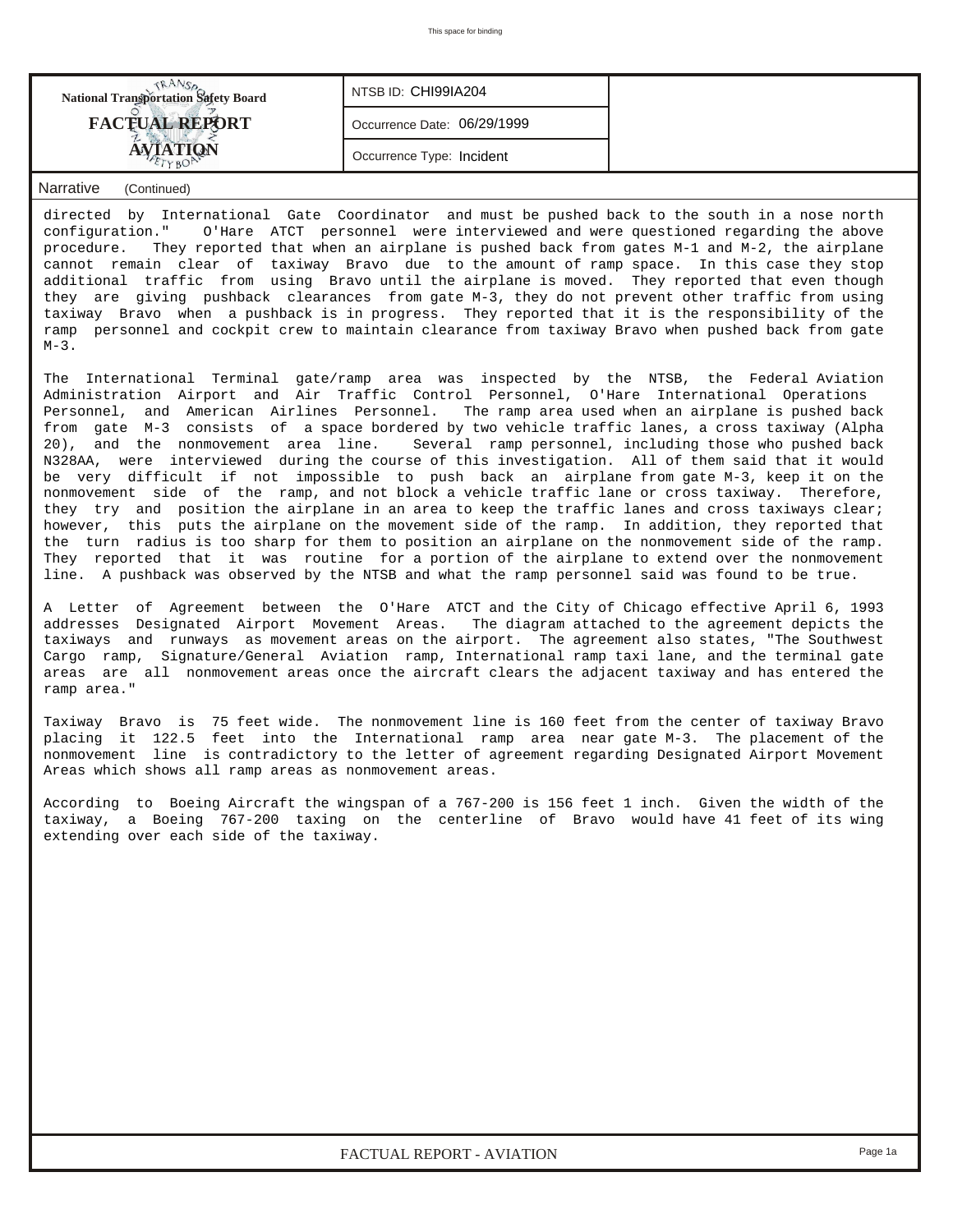| National Transportation Safety Board FACTUAL REPORT AVIATION | NTSB ID: CHI99IA204 | |
|---|---|---|
| | Occurrence Date: 06/29/1999 | |
| | Occurrence Type: Incident | |

## Narrative (Continued)

directed by International Gate Coordinator and must be pushed back to the south in a nose north configuration." O'Hare ATCT personnel were interviewed and were questioned regarding the above procedure. They reported that when an airplane is pushed back from gates M-1 and M-2, the airplane cannot remain clear of taxiway Bravo due to the amount of ramp space. In this case they stop additional traffic from using Bravo until the airplane is moved. They reported that even though they are giving pushback clearances from gate M-3, they do not prevent other traffic from using taxiway Bravo when a pushback is in progress. They reported that it is the responsibility of the ramp personnel and cockpit crew to maintain clearance from taxiway Bravo when pushed back from gate M-3.

The International Terminal gate/ramp area was inspected by the NTSB, the Federal Aviation Administration Airport and Air Traffic Control Personnel, O'Hare International Operations Personnel, and American Airlines Personnel. The ramp area used when an airplane is pushed back from gate M-3 consists of a space bordered by two vehicle traffic lanes, a cross taxiway (Alpha 20), and the nonmovement area line. Several ramp personnel, including those who pushed back N328AA, were interviewed during the course of this investigation. All of them said that it would be very difficult if not impossible to push back an airplane from gate M-3, keep it on the nonmovement side of the ramp, and not block a vehicle traffic lane or cross taxiway. Therefore, they try and position the airplane in an area to keep the traffic lanes and cross taxiways clear; however, this puts the airplane on the movement side of the ramp. In addition, they reported that the turn radius is too sharp for them to position an airplane on the nonmovement side of the ramp. They reported that it was routine for a portion of the airplane to extend over the nonmovement line. A pushback was observed by the NTSB and what the ramp personnel said was found to be true.

A Letter of Agreement between the O'Hare ATCT and the City of Chicago effective April 6, 1993 addresses Designated Airport Movement Areas. The diagram attached to the agreement depicts the taxiways and runways as movement areas on the airport. The agreement also states, "The Southwest Cargo ramp, Signature/General Aviation ramp, International ramp taxi lane, and the terminal gate areas are all nonmovement areas once the aircraft clears the adjacent taxiway and has entered the ramp area."

Taxiway Bravo is 75 feet wide. The nonmovement line is 160 feet from the center of taxiway Bravo placing it 122.5 feet into the International ramp area near gate M-3. The placement of the nonmovement line is contradictory to the letter of agreement regarding Designated Airport Movement Areas which shows all ramp areas as nonmovement areas.

According to Boeing Aircraft the wingspan of a 767-200 is 156 feet 1 inch. Given the width of the taxiway, a Boeing 767-200 taxing on the centerline of Bravo would have 41 feet of its wing extending over each side of the taxiway.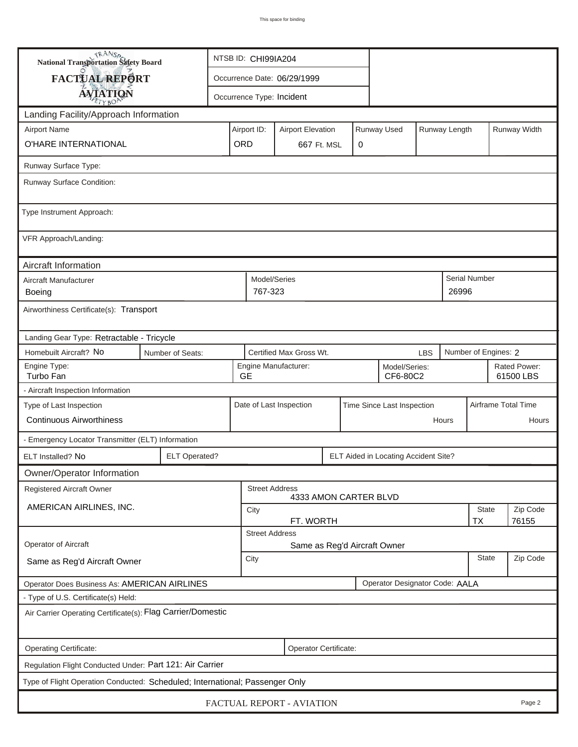This space for binding

| National Transportation Safety Board FACTUAL REPORT AVIATION | NTSB ID: CHI99IA204 |
|---|---|
| | Occurrence Date: 06/29/1999 |
| | Occurrence Type: Incident |

## Landing Facility/Approach Information

| Airport Name | Airport ID: | Airport Elevation | Runway Used | Runway Length | Runway Width |
|---|---|---|---|---|---|
| O'HARE INTERNATIONAL | ORD | 667 Ft. MSL | 0 | | |

Runway Surface Type:

Runway Surface Condition:

Type Instrument Approach:

VFR Approach/Landing:

## Aircraft Information

| Aircraft Manufacturer | Model/Series | Serial Number |
|---|---|---|
| Boeing | 767-323 | 26996 |

Airworthiness Certificate(s): Transport

Landing Gear Type: Retractable - Tricycle

| Homebuilt Aircraft? No | Number of Seats: | Certified Max Gross Wt. LBS | Number of Engines: 2 |
|---|---|---|---|

| Engine Type: | Engine Manufacturer: | Model/Series: | Rated Power: |
|---|---|---|---|
| Turbo Fan | GE | CF6-80C2 | 61500 LBS |

- Aircraft Inspection Information

| Type of Last Inspection | Date of Last Inspection | Time Since Last Inspection | Airframe Total Time |
|---|---|---|---|
| Continuous Airworthiness | | Hours | Hours |

- Emergency Locator Transmitter (ELT) Information

| ELT Installed? No | ELT Operated? | ELT Aided in Locating Accident Site? |
|---|---|---|

## Owner/Operator Information

| Registered Aircraft Owner | Street Address | | |
|---|---|---|---|
| AMERICAN AIRLINES, INC. | 4333 AMON CARTER BLVD | | |
| | City | State | Zip Code |
| | FT. WORTH | TX | 76155 |

| Operator of Aircraft | Street Address | | |
|---|---|---|---|
| Same as Reg'd Aircraft Owner | Same as Reg'd Aircraft Owner | | |
| | City | State | Zip Code |

Operator Does Business As: AMERICAN AIRLINES

Operator Designator Code: AALA

- Type of U.S. Certificate(s) Held:

Air Carrier Operating Certificate(s): Flag Carrier/Domestic

| Operating Certificate: | Operator Certificate: |
|---|---|

Regulation Flight Conducted Under: Part 121: Air Carrier

Type of Flight Operation Conducted: Scheduled; International; Passenger Only

FACTUAL REPORT - AVIATION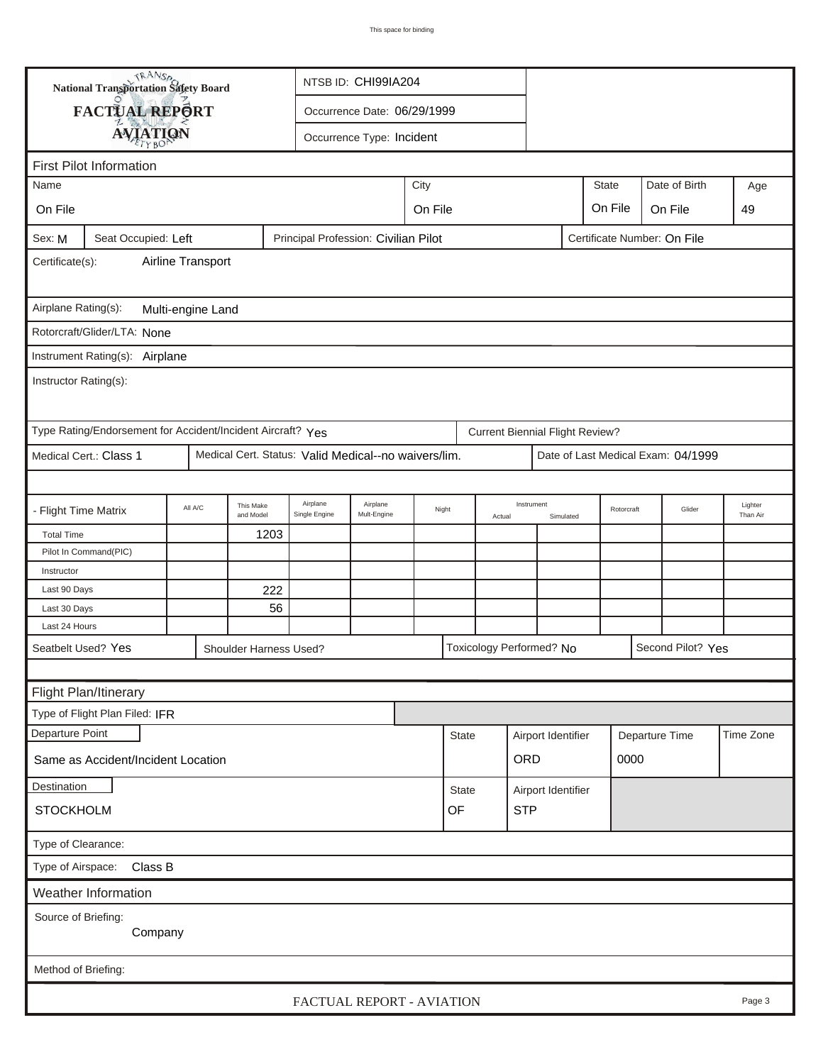National Transportation Safety Board

# FACTUAL REPORT
## AVIATION

| NTSB ID: CHI99IA204 |
|---|
| Occurrence Date: 06/29/1999 |
| Occurrence Type: Incident |

### First Pilot Information

| Name | City | State | Date of Birth | Age |
|---|---|---|---|---|
| On File | On File | On File | On File | 49 |

Sex: M | Seat Occupied: Left | Principal Profession: Civilian Pilot | Certificate Number: On File

Certificate(s): Airline Transport

Airplane Rating(s): Multi-engine Land

Rotorcraft/Glider/LTA: None

Instrument Rating(s): Airplane

Instructor Rating(s):

Type Rating/Endorsement for Accident/Incident Aircraft? Yes | Current Biennial Flight Review?

Medical Cert.: Class 1 | Medical Cert. Status: Valid Medical--no waivers/lim. | Date of Last Medical Exam: 04/1999

| - Flight Time Matrix | All A/C | This Make and Model | Airplane Single Engine | Airplane Mult-Engine | Night | Instrument Actual | Instrument Simulated | Rotorcraft | Glider | Lighter Than Air |
|---|---|---|---|---|---|---|---|---|---|---|
| Total Time | | 1203 | | | | | | | | |
| Pilot In Command(PIC) | | | | | | | | | | |
| Instructor | | | | | | | | | | |
| Last 90 Days | | 222 | | | | | | | | |
| Last 30 Days | | 56 | | | | | | | | |
| Last 24 Hours | | | | | | | | | | |

Seatbelt Used? Yes | Shoulder Harness Used? | Toxicology Performed? No | Second Pilot? Yes

### Flight Plan/Itinerary

Type of Flight Plan Filed: IFR

| Departure Point | State | Airport Identifier | Departure Time | Time Zone |
|---|---|---|---|---|
| Same as Accident/Incident Location | | ORD | 0000 | |

| Destination | State | Airport Identifier |
|---|---|---|
| STOCKHOLM | OF | STP |

Type of Clearance:

Type of Airspace: Class B

### Weather Information

Source of Briefing: Company

Method of Briefing: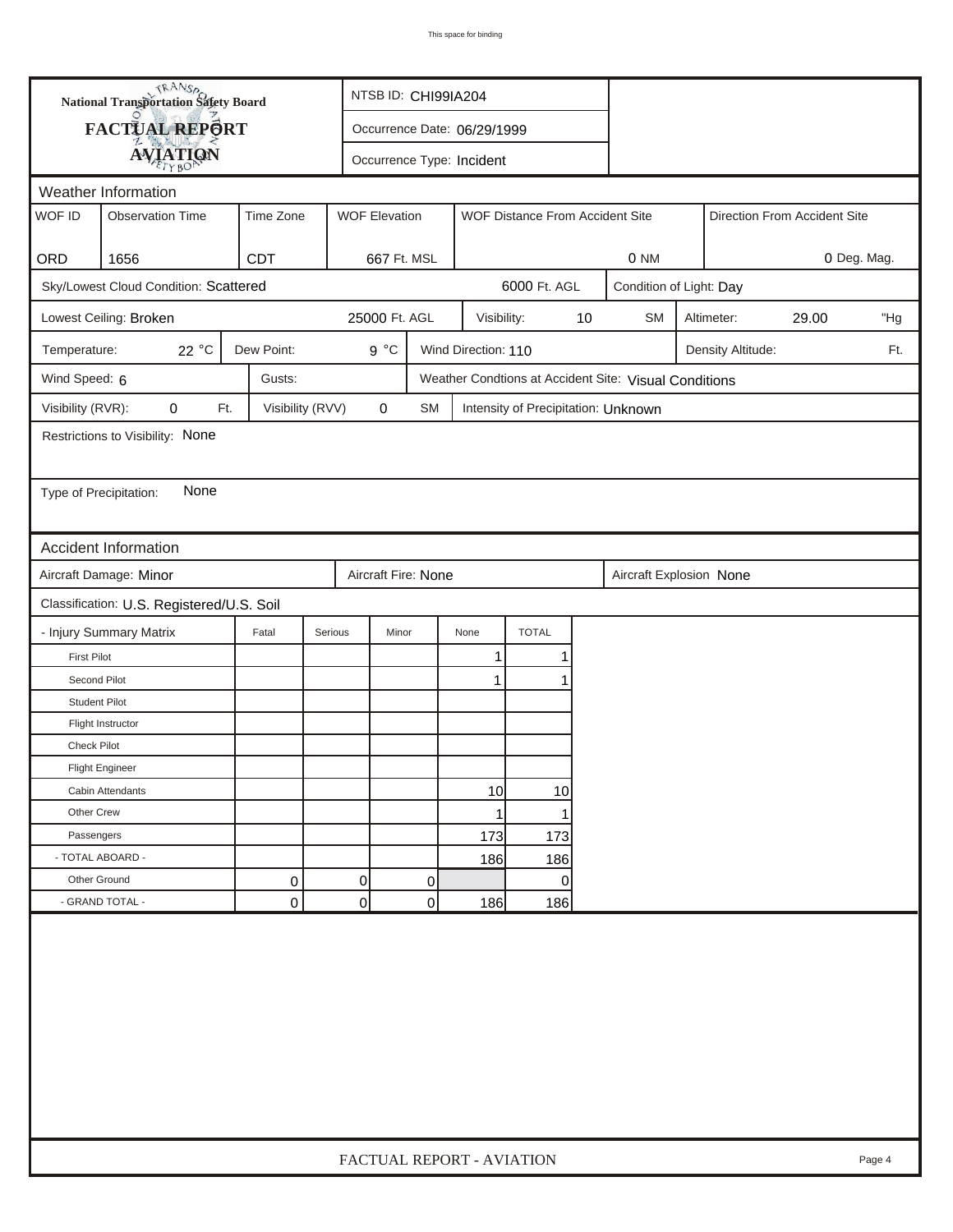**National Transportation Safety Board**

**FACTUAL REPORT**

**AVIATION**

NTSB ID: CHI99IA204

Occurrence Date: 06/29/1999

Occurrence Type: Incident

## Weather Information

| WOF ID | Observation Time | Time Zone | WOF Elevation | WOF Distance From Accident Site | Direction From Accident Site |
|---|---|---|---|---|---|
| ORD | 1656 | CDT | 667 Ft. MSL | 0 NM | 0 Deg. Mag. |

Sky/Lowest Cloud Condition: Scattered — 6000 Ft. AGL

Condition of Light: Day

Lowest Ceiling: Broken — 25000 Ft. AGL

Visibility: 10 SM

Altimeter: 29.00 "Hg

Temperature: 22 °C

Dew Point: 9 °C

Wind Direction: 110

Density Altitude: Ft.

Wind Speed: 6

Gusts:

Weather Condtions at Accident Site: Visual Conditions

Visibility (RVR): 0 Ft.

Visibility (RVV): 0 SM

Intensity of Precipitation: Unknown

Restrictions to Visibility: None

Type of Precipitation: None

## Accident Information

Aircraft Damage: Minor

Aircraft Fire: None

Aircraft Explosion: None

Classification: U.S. Registered/U.S. Soil

| - Injury Summary Matrix | Fatal | Serious | Minor | None | TOTAL |
|---|---|---|---|---|---|
| First Pilot | | | | 1 | 1 |
| Second Pilot | | | | 1 | 1 |
| Student Pilot | | | | | |
| Flight Instructor | | | | | |
| Check Pilot | | | | | |
| Flight Engineer | | | | | |
| Cabin Attendants | | | | 10 | 10 |
| Other Crew | | | | 1 | 1 |
| Passengers | | | | 173 | 173 |
| - TOTAL ABOARD - | | | | 186 | 186 |
| Other Ground | 0 | 0 | 0 | | 0 |
| - GRAND TOTAL - | 0 | 0 | 0 | 186 | 186 |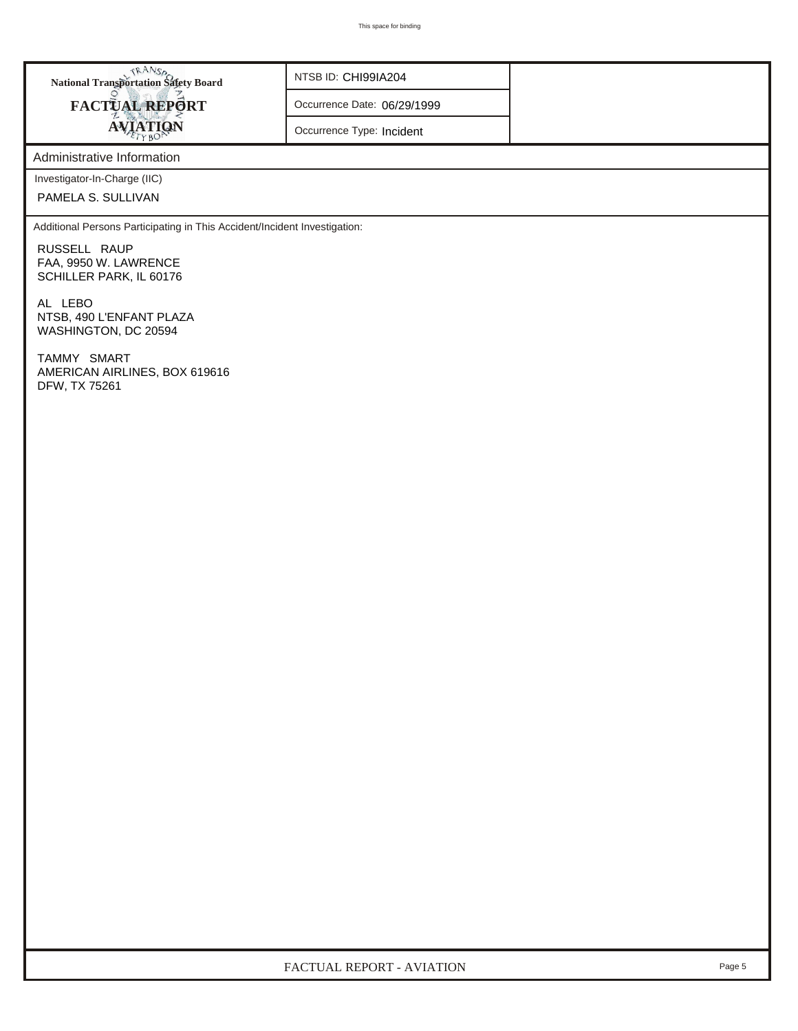National Transportation Safety Board

**FACTUAL REPORT**

**AVIATION**

| | |
|---|---|
| NTSB ID: CHI99IA204 | |
| Occurrence Date: 06/29/1999 | |
| Occurrence Type: Incident | |

## Administrative Information

Investigator-In-Charge (IIC)

PAMELA S. SULLIVAN

Additional Persons Participating in This Accident/Incident Investigation:

RUSSELL RAUP
FAA, 9950 W. LAWRENCE
SCHILLER PARK, IL 60176

AL LEBO
NTSB, 490 L'ENFANT PLAZA
WASHINGTON, DC 20594

TAMMY SMART
AMERICAN AIRLINES, BOX 619616
DFW, TX 75261